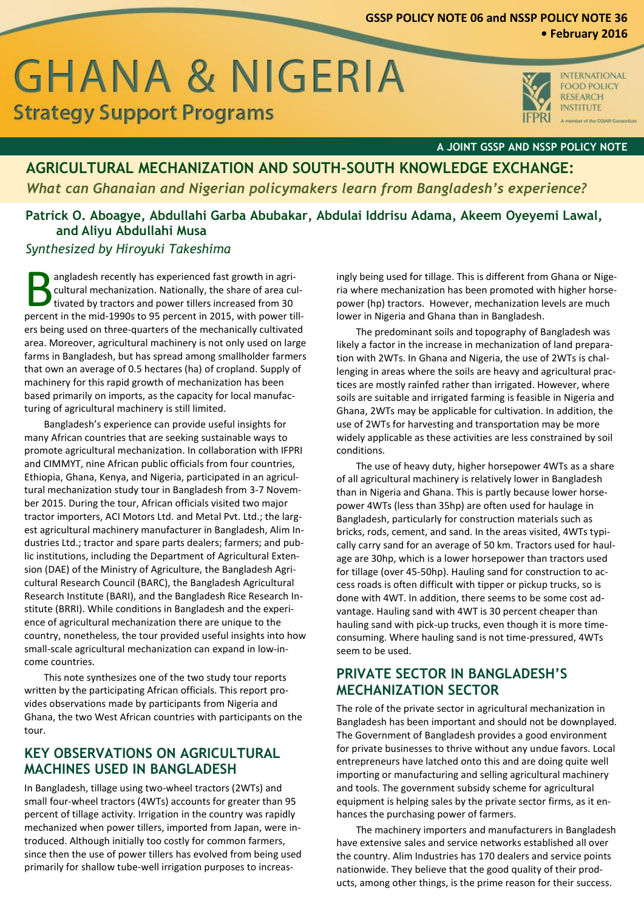GSSP POLICY NOTE 06 and NSSP POLICY NOTE 36 • February 2016

# GHANA & NIGERIA Strategy Support Programs

A JOINT GSSP AND NSSP POLICY NOTE

# AGRICULTURAL MECHANIZATION AND SOUTH-SOUTH KNOWLEDGE EXCHANGE:

*What can Ghanaian and Nigerian policymakers learn from Bangladesh's experience?*

**Patrick O. Aboagye, Abdullahi Garba Abubakar, Abdulai Iddrisu Adama, Akeem Oyeyemi Lawal, and Aliyu Abdullahi Musa**

*Synthesized by Hiroyuki Takeshima*

Bangladesh recently has experienced fast growth in agricultural mechanization. Nationally, the share of area cultivated by tractors and power tillers increased from 30 percent in the mid-1990s to 95 percent in 2015, with power tillers being used on three-quarters of the mechanically cultivated area. Moreover, agricultural machinery is not only used on large farms in Bangladesh, but has spread among smallholder farmers that own an average of 0.5 hectares (ha) of cropland. Supply of machinery for this rapid growth of mechanization has been based primarily on imports, as the capacity for local manufacturing of agricultural machinery is still limited.

Bangladesh's experience can provide useful insights for many African countries that are seeking sustainable ways to promote agricultural mechanization. In collaboration with IFPRI and CIMMYT, nine African public officials from four countries, Ethiopia, Ghana, Kenya, and Nigeria, participated in an agricultural mechanization study tour in Bangladesh from 3-7 November 2015. During the tour, African officials visited two major tractor importers, ACI Motors Ltd. and Metal Pvt. Ltd.; the largest agricultural machinery manufacturer in Bangladesh, Alim Industries Ltd.; tractor and spare parts dealers; farmers; and public institutions, including the Department of Agricultural Extension (DAE) of the Ministry of Agriculture, the Bangladesh Agricultural Research Council (BARC), the Bangladesh Agricultural Research Institute (BARI), and the Bangladesh Rice Research Institute (BRRI). While conditions in Bangladesh and the experience of agricultural mechanization there are unique to the country, nonetheless, the tour provided useful insights into how small-scale agricultural mechanization can expand in low-income countries.

This note synthesizes one of the two study tour reports written by the participating African officials. This report provides observations made by participants from Nigeria and Ghana, the two West African countries with participants on the tour.

## KEY OBSERVATIONS ON AGRICULTURAL MACHINES USED IN BANGLADESH

In Bangladesh, tillage using two-wheel tractors (2WTs) and small four-wheel tractors (4WTs) accounts for greater than 95 percent of tillage activity. Irrigation in the country was rapidly mechanized when power tillers, imported from Japan, were introduced. Although initially too costly for common farmers, since then the use of power tillers has evolved from being used primarily for shallow tube-well irrigation purposes to increasingly being used for tillage. This is different from Ghana or Nigeria where mechanization has been promoted with higher horsepower (hp) tractors. However, mechanization levels are much lower in Nigeria and Ghana than in Bangladesh.

The predominant soils and topography of Bangladesh was likely a factor in the increase in mechanization of land preparation with 2WTs. In Ghana and Nigeria, the use of 2WTs is challenging in areas where the soils are heavy and agricultural practices are mostly rainfed rather than irrigated. However, where soils are suitable and irrigated farming is feasible in Nigeria and Ghana, 2WTs may be applicable for cultivation. In addition, the use of 2WTs for harvesting and transportation may be more widely applicable as these activities are less constrained by soil conditions.

The use of heavy duty, higher horsepower 4WTs as a share of all agricultural machinery is relatively lower in Bangladesh than in Nigeria and Ghana. This is partly because lower horsepower 4WTs (less than 35hp) are often used for haulage in Bangladesh, particularly for construction materials such as bricks, rods, cement, and sand. In the areas visited, 4WTs typically carry sand for an average of 50 km. Tractors used for haulage are 30hp, which is a lower horsepower than tractors used for tillage (over 45-50hp). Hauling sand for construction to access roads is often difficult with tipper or pickup trucks, so is done with 4WT. In addition, there seems to be some cost advantage. Hauling sand with 4WT is 30 percent cheaper than hauling sand with pick-up trucks, even though it is more time-consuming. Where hauling sand is not time-pressured, 4WTs seem to be used.

## PRIVATE SECTOR IN BANGLADESH'S MECHANIZATION SECTOR

The role of the private sector in agricultural mechanization in Bangladesh has been important and should not be downplayed. The Government of Bangladesh provides a good environment for private businesses to thrive without any undue favors. Local entrepreneurs have latched onto this and are doing quite well importing or manufacturing and selling agricultural machinery and tools. The government subsidy scheme for agricultural equipment is helping sales by the private sector firms, as it enhances the purchasing power of farmers.

The machinery importers and manufacturers in Bangladesh have extensive sales and service networks established all over the country. Alim Industries has 170 dealers and service points nationwide. They believe that the good quality of their products, among other things, is the prime reason for their success.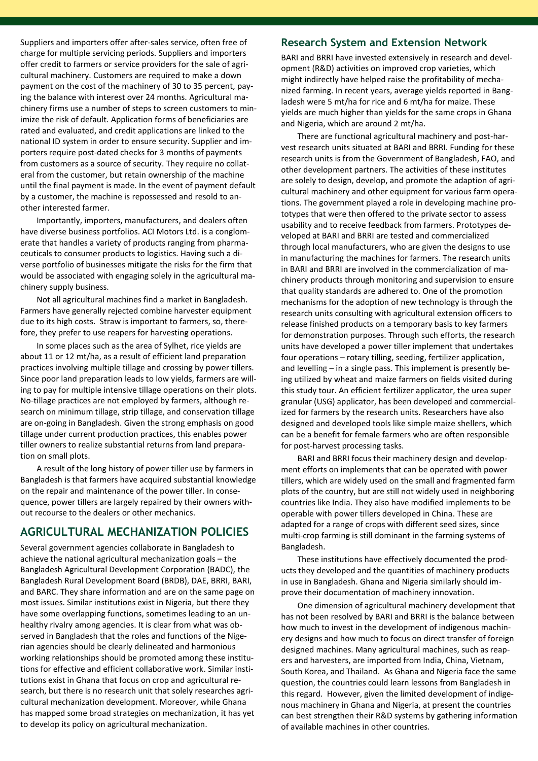Suppliers and importers offer after-sales service, often free of charge for multiple servicing periods. Suppliers and importers offer credit to farmers or service providers for the sale of agricultural machinery. Customers are required to make a down payment on the cost of the machinery of 30 to 35 percent, paying the balance with interest over 24 months. Agricultural machinery firms use a number of steps to screen customers to minimize the risk of default. Application forms of beneficiaries are rated and evaluated, and credit applications are linked to the national ID system in order to ensure security. Supplier and importers require post-dated checks for 3 months of payments from customers as a source of security. They require no collateral from the customer, but retain ownership of the machine until the final payment is made. In the event of payment default by a customer, the machine is repossessed and resold to another interested farmer.

Importantly, importers, manufacturers, and dealers often have diverse business portfolios. ACI Motors Ltd. is a conglomerate that handles a variety of products ranging from pharmaceuticals to consumer products to logistics. Having such a diverse portfolio of businesses mitigate the risks for the firm that would be associated with engaging solely in the agricultural machinery supply business.

Not all agricultural machines find a market in Bangladesh. Farmers have generally rejected combine harvester equipment due to its high costs. Straw is important to farmers, so, therefore, they prefer to use reapers for harvesting operations.

In some places such as the area of Sylhet, rice yields are about 11 or 12 mt/ha, as a result of efficient land preparation practices involving multiple tillage and crossing by power tillers. Since poor land preparation leads to low yields, farmers are willing to pay for multiple intensive tillage operations on their plots. No-tillage practices are not employed by farmers, although research on minimum tillage, strip tillage, and conservation tillage are on-going in Bangladesh. Given the strong emphasis on good tillage under current production practices, this enables power tiller owners to realize substantial returns from land preparation on small plots.

A result of the long history of power tiller use by farmers in Bangladesh is that farmers have acquired substantial knowledge on the repair and maintenance of the power tiller. In consequence, power tillers are largely repaired by their owners without recourse to the dealers or other mechanics.

## AGRICULTURAL MECHANIZATION POLICIES

Several government agencies collaborate in Bangladesh to achieve the national agricultural mechanization goals – the Bangladesh Agricultural Development Corporation (BADC), the Bangladesh Rural Development Board (BRDB), DAE, BRRI, BARI, and BARC. They share information and are on the same page on most issues. Similar institutions exist in Nigeria, but there they have some overlapping functions, sometimes leading to an unhealthy rivalry among agencies. It is clear from what was observed in Bangladesh that the roles and functions of the Nigerian agencies should be clearly delineated and harmonious working relationships should be promoted among these institutions for effective and efficient collaborative work. Similar institutions exist in Ghana that focus on crop and agricultural research, but there is no research unit that solely researches agricultural mechanization development. Moreover, while Ghana has mapped some broad strategies on mechanization, it has yet to develop its policy on agricultural mechanization.

### Research System and Extension Network

BARI and BRRI have invested extensively in research and development (R&D) activities on improved crop varieties, which might indirectly have helped raise the profitability of mechanized farming. In recent years, average yields reported in Bangladesh were 5 mt/ha for rice and 6 mt/ha for maize. These yields are much higher than yields for the same crops in Ghana and Nigeria, which are around 2 mt/ha.

There are functional agricultural machinery and post-harvest research units situated at BARI and BRRI. Funding for these research units is from the Government of Bangladesh, FAO, and other development partners. The activities of these institutes are solely to design, develop, and promote the adaption of agricultural machinery and other equipment for various farm operations. The government played a role in developing machine prototypes that were then offered to the private sector to assess usability and to receive feedback from farmers. Prototypes developed at BARI and BRRI are tested and commercialized through local manufacturers, who are given the designs to use in manufacturing the machines for farmers. The research units in BARI and BRRI are involved in the commercialization of machinery products through monitoring and supervision to ensure that quality standards are adhered to. One of the promotion mechanisms for the adoption of new technology is through the research units consulting with agricultural extension officers to release finished products on a temporary basis to key farmers for demonstration purposes. Through such efforts, the research units have developed a power tiller implement that undertakes four operations – rotary tilling, seeding, fertilizer application, and levelling – in a single pass. This implement is presently being utilized by wheat and maize farmers on fields visited during this study tour. An efficient fertilizer applicator, the urea super granular (USG) applicator, has been developed and commercialized for farmers by the research units. Researchers have also designed and developed tools like simple maize shellers, which can be a benefit for female farmers who are often responsible for post-harvest processing tasks.

BARI and BRRI focus their machinery design and development efforts on implements that can be operated with power tillers, which are widely used on the small and fragmented farm plots of the country, but are still not widely used in neighboring countries like India. They also have modified implements to be operable with power tillers developed in China. These are adapted for a range of crops with different seed sizes, since multi-crop farming is still dominant in the farming systems of Bangladesh.

These institutions have effectively documented the products they developed and the quantities of machinery products in use in Bangladesh. Ghana and Nigeria similarly should improve their documentation of machinery innovation.

One dimension of agricultural machinery development that has not been resolved by BARI and BRRI is the balance between how much to invest in the development of indigenous machinery designs and how much to focus on direct transfer of foreign designed machines. Many agricultural machines, such as reapers and harvesters, are imported from India, China, Vietnam, South Korea, and Thailand. As Ghana and Nigeria face the same question, the countries could learn lessons from Bangladesh in this regard. However, given the limited development of indigenous machinery in Ghana and Nigeria, at present the countries can best strengthen their R&D systems by gathering information of available machines in other countries.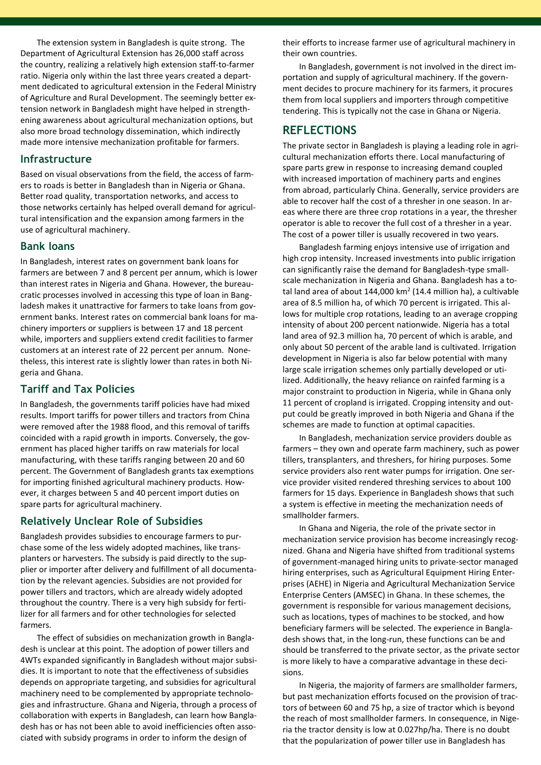The extension system in Bangladesh is quite strong. The Department of Agricultural Extension has 26,000 staff across the country, realizing a relatively high extension staff-to-farmer ratio. Nigeria only within the last three years created a department dedicated to agricultural extension in the Federal Ministry of Agriculture and Rural Development. The seemingly better extension network in Bangladesh might have helped in strengthening awareness about agricultural mechanization options, but also more broad technology dissemination, which indirectly made more intensive mechanization profitable for farmers.

## Infrastructure

Based on visual observations from the field, the access of farmers to roads is better in Bangladesh than in Nigeria or Ghana. Better road quality, transportation networks, and access to those networks certainly has helped overall demand for agricultural intensification and the expansion among farmers in the use of agricultural machinery.

## Bank loans

In Bangladesh, interest rates on government bank loans for farmers are between 7 and 8 percent per annum, which is lower than interest rates in Nigeria and Ghana. However, the bureaucratic processes involved in accessing this type of loan in Bangladesh makes it unattractive for farmers to take loans from government banks. Interest rates on commercial bank loans for machinery importers or suppliers is between 17 and 18 percent while, importers and suppliers extend credit facilities to farmer customers at an interest rate of 22 percent per annum. Nonetheless, this interest rate is slightly lower than rates in both Nigeria and Ghana.

## Tariff and Tax Policies

In Bangladesh, the governments tariff policies have had mixed results. Import tariffs for power tillers and tractors from China were removed after the 1988 flood, and this removal of tariffs coincided with a rapid growth in imports. Conversely, the government has placed higher tariffs on raw materials for local manufacturing, with these tariffs ranging between 20 and 60 percent. The Government of Bangladesh grants tax exemptions for importing finished agricultural machinery products. However, it charges between 5 and 40 percent import duties on spare parts for agricultural machinery.

## Relatively Unclear Role of Subsidies

Bangladesh provides subsidies to encourage farmers to purchase some of the less widely adopted machines, like transplanters or harvesters. The subsidy is paid directly to the supplier or importer after delivery and fulfillment of all documentation by the relevant agencies. Subsidies are not provided for power tillers and tractors, which are already widely adopted throughout the country. There is a very high subsidy for fertilizer for all farmers and for other technologies for selected farmers.

The effect of subsidies on mechanization growth in Bangladesh is unclear at this point. The adoption of power tillers and 4WTs expanded significantly in Bangladesh without major subsidies. It is important to note that the effectiveness of subsidies depends on appropriate targeting, and subsidies for agricultural machinery need to be complemented by appropriate technologies and infrastructure. Ghana and Nigeria, through a process of collaboration with experts in Bangladesh, can learn how Bangladesh has or has not been able to avoid inefficiencies often associated with subsidy programs in order to inform the design of their efforts to increase farmer use of agricultural machinery in their own countries.

In Bangladesh, government is not involved in the direct importation and supply of agricultural machinery. If the government decides to procure machinery for its farmers, it procures them from local suppliers and importers through competitive tendering. This is typically not the case in Ghana or Nigeria.

## REFLECTIONS

The private sector in Bangladesh is playing a leading role in agricultural mechanization efforts there. Local manufacturing of spare parts grew in response to increasing demand coupled with increased importation of machinery parts and engines from abroad, particularly China. Generally, service providers are able to recover half the cost of a thresher in one season. In areas where there are three crop rotations in a year, the thresher operator is able to recover the full cost of a thresher in a year. The cost of a power tiller is usually recovered in two years.

Bangladesh farming enjoys intensive use of irrigation and high crop intensity. Increased investments into public irrigation can significantly raise the demand for Bangladesh-type small-scale mechanization in Nigeria and Ghana. Bangladesh has a total land area of about 144,000 $km^2$ (14.4 million ha), a cultivable area of 8.5 million ha, of which 70 percent is irrigated. This allows for multiple crop rotations, leading to an average cropping intensity of about 200 percent nationwide. Nigeria has a total land area of 92.3 million ha, 70 percent of which is arable, and only about 50 percent of the arable land is cultivated. Irrigation development in Nigeria is also far below potential with many large scale irrigation schemes only partially developed or utilized. Additionally, the heavy reliance on rainfed farming is a major constraint to production in Nigeria, while in Ghana only 11 percent of cropland is irrigated. Cropping intensity and output could be greatly improved in both Nigeria and Ghana if the schemes are made to function at optimal capacities.

In Bangladesh, mechanization service providers double as farmers – they own and operate farm machinery, such as power tillers, transplanters, and threshers, for hiring purposes. Some service providers also rent water pumps for irrigation. One service provider visited rendered threshing services to about 100 farmers for 15 days. Experience in Bangladesh shows that such a system is effective in meeting the mechanization needs of smallholder farmers.

In Ghana and Nigeria, the role of the private sector in mechanization service provision has become increasingly recognized. Ghana and Nigeria have shifted from traditional systems of government-managed hiring units to private-sector managed hiring enterprises, such as Agricultural Equipment Hiring Enterprises (AEHE) in Nigeria and Agricultural Mechanization Service Enterprise Centers (AMSEC) in Ghana. In these schemes, the government is responsible for various management decisions, such as locations, types of machines to be stocked, and how beneficiary farmers will be selected. The experience in Bangladesh shows that, in the long-run, these functions can be and should be transferred to the private sector, as the private sector is more likely to have a comparative advantage in these decisions.

In Nigeria, the majority of farmers are smallholder farmers, but past mechanization efforts focused on the provision of tractors of between 60 and 75 hp, a size of tractor which is beyond the reach of most smallholder farmers. In consequence, in Nigeria the tractor density is low at 0.027hp/ha. There is no doubt that the popularization of power tiller use in Bangladesh has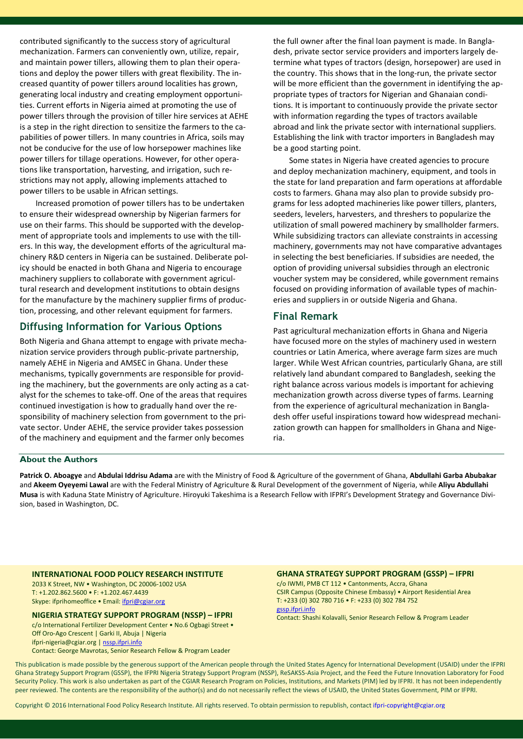contributed significantly to the success story of agricultural mechanization. Farmers can conveniently own, utilize, repair, and maintain power tillers, allowing them to plan their operations and deploy the power tillers with great flexibility. The increased quantity of power tillers around localities has grown, generating local industry and creating employment opportunities. Current efforts in Nigeria aimed at promoting the use of power tillers through the provision of tiller hire services at AEHE is a step in the right direction to sensitize the farmers to the capabilities of power tillers. In many countries in Africa, soils may not be conducive for the use of low horsepower machines like power tillers for tillage operations. However, for other operations like transportation, harvesting, and irrigation, such restrictions may not apply, allowing implements attached to power tillers to be usable in African settings.

Increased promotion of power tillers has to be undertaken to ensure their widespread ownership by Nigerian farmers for use on their farms. This should be supported with the development of appropriate tools and implements to use with the tillers. In this way, the development efforts of the agricultural machinery R&D centers in Nigeria can be sustained. Deliberate policy should be enacted in both Ghana and Nigeria to encourage machinery suppliers to collaborate with government agricultural research and development institutions to obtain designs for the manufacture by the machinery supplier firms of production, processing, and other relevant equipment for farmers.

## Diffusing Information for Various Options

Both Nigeria and Ghana attempt to engage with private mechanization service providers through public-private partnership, namely AEHE in Nigeria and AMSEC in Ghana. Under these mechanisms, typically governments are responsible for providing the machinery, but the governments are only acting as a catalyst for the schemes to take-off. One of the areas that requires continued investigation is how to gradually hand over the responsibility of machinery selection from government to the private sector. Under AEHE, the service provider takes possession of the machinery and equipment and the farmer only becomes the full owner after the final loan payment is made. In Bangladesh, private sector service providers and importers largely determine what types of tractors (design, horsepower) are used in the country. This shows that in the long-run, the private sector will be more efficient than the government in identifying the appropriate types of tractors for Nigerian and Ghanaian conditions. It is important to continuously provide the private sector with information regarding the types of tractors available abroad and link the private sector with international suppliers. Establishing the link with tractor importers in Bangladesh may be a good starting point.

Some states in Nigeria have created agencies to procure and deploy mechanization machinery, equipment, and tools in the state for land preparation and farm operations at affordable costs to farmers. Ghana may also plan to provide subsidy programs for less adopted machineries like power tillers, planters, seeders, levelers, harvesters, and threshers to popularize the utilization of small powered machinery by smallholder farmers. While subsidizing tractors can alleviate constraints in accessing machinery, governments may not have comparative advantages in selecting the best beneficiaries. If subsidies are needed, the option of providing universal subsidies through an electronic voucher system may be considered, while government remains focused on providing information of available types of machineries and suppliers in or outside Nigeria and Ghana.

## Final Remark

Past agricultural mechanization efforts in Ghana and Nigeria have focused more on the styles of machinery used in western countries or Latin America, where average farm sizes are much larger. While West African countries, particularly Ghana, are still relatively land abundant compared to Bangladesh, seeking the right balance across various models is important for achieving mechanization growth across diverse types of farms. Learning from the experience of agricultural mechanization in Bangladesh offer useful inspirations toward how widespread mechanization growth can happen for smallholders in Ghana and Nigeria.

### About the Authors

**Patrick O. Aboagye** and **Abdulai Iddrisu Adama** are with the Ministry of Food & Agriculture of the government of Ghana, **Abdullahi Garba Abubakar** and **Akeem Oyeyemi Lawal** are with the Federal Ministry of Agriculture & Rural Development of the government of Nigeria, while **Aliyu Abdullahi Musa** is with Kaduna State Ministry of Agriculture. Hiroyuki Takeshima is a Research Fellow with IFPRI's Development Strategy and Governance Division, based in Washington, DC.

**INTERNATIONAL FOOD POLICY RESEARCH INSTITUTE**
2033 K Street, NW • Washington, DC 20006-1002 USA
T: +1.202.862.5600 • F: +1.202.467.4439
Skype: ifprihomeoffice • Email: ifpri@cgiar.org

**NIGERIA STRATEGY SUPPORT PROGRAM (NSSP) – IFPRI**
c/o International Fertilizer Development Center • No.6 Ogbagi Street • Off Oro-Ago Crescent | Garki II, Abuja | Nigeria
ifpri-nigeria@cgiar.org | nssp.ifpri.info
Contact: George Mavrotas, Senior Research Fellow & Program Leader

**GHANA STRATEGY SUPPORT PROGRAM (GSSP) – IFPRI**
c/o IWMI, PMB CT 112 • Cantonments, Accra, Ghana
CSIR Campus (Opposite Chinese Embassy) • Airport Residential Area
T: +233 (0) 302 780 716 • F: +233 (0) 302 784 752
gssp.ifpri.info
Contact: Shashi Kolavalli, Senior Research Fellow & Program Leader

This publication is made possible by the generous support of the American people through the United States Agency for International Development (USAID) under the IFPRI Ghana Strategy Support Program (GSSP), the IFPRI Nigeria Strategy Support Program (NSSP), ReSAKSS-Asia Project, and the Feed the Future Innovation Laboratory for Food Security Policy. This work is also undertaken as part of the CGIAR Research Program on Policies, Institutions, and Markets (PIM) led by IFPRI. It has not been independently peer reviewed. The contents are the responsibility of the author(s) and do not necessarily reflect the views of USAID, the United States Government, PIM or IFPRI.

Copyright © 2016 International Food Policy Research Institute. All rights reserved. To obtain permission to republish, contact ifpri-copyright@cgiar.org